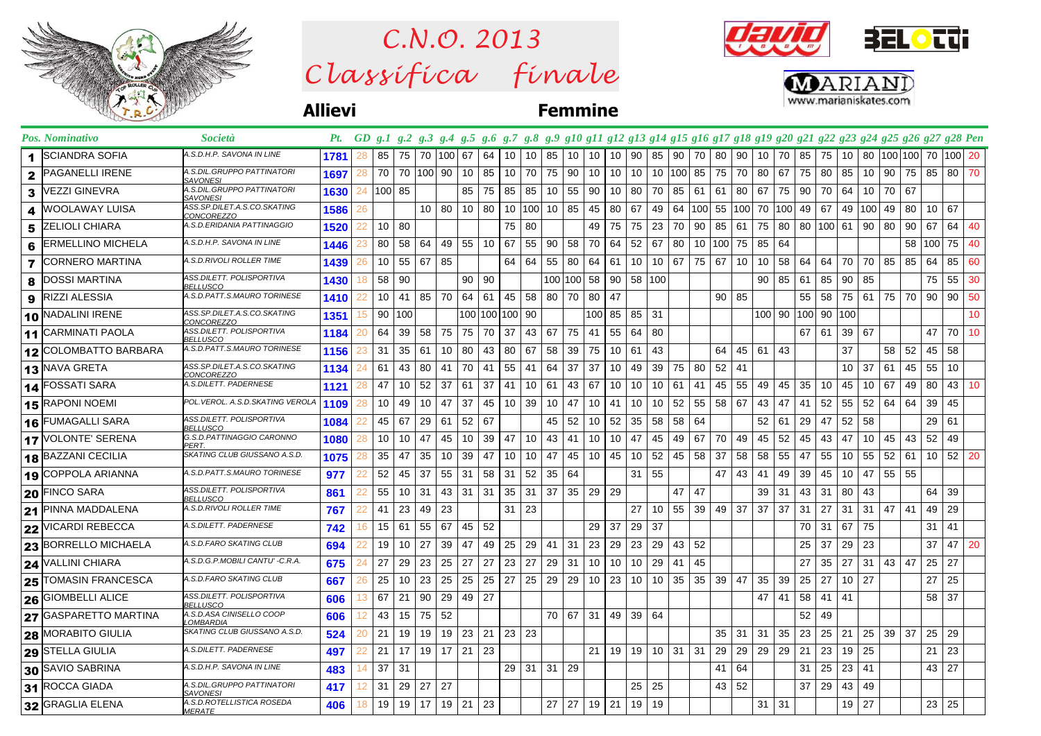# C.N.O. 2013

# Classifica finale

**Allievi** **Femmine**

| Pos. | Nominativo | Società | Pt. | GD | g.1 | g.2 | g.3 | g.4 | g.5 | g.6 | g.7 | g.8 | g.9 | g10 | g11 | g12 | g13 | g14 | g15 | g16 | g17 | g18 | g19 | g20 | g21 | g22 | g23 | g24 | g25 | g26 | g27 | g28 | Pen |
|---|---|---|---|---|---|---|---|---|---|---|---|---|---|---|---|---|---|---|---|---|---|---|---|---|---|---|---|---|---|---|---|---|---|
| 1 | SCIANDRA SOFIA | A.S.D.H.P. SAVONA IN LINE | 1781 | 28 | 85 | 75 | 70 | 100 | 67 | 64 | 10 | 10 | 85 | 10 | 10 | 10 | 90 | 85 | 90 | 70 | 80 | 90 | 10 | 70 | 85 | 75 | 10 | 80 | 100 | 100 | 70 | 100 | 20 |
| 2 | PAGANELLI IRENE | A.S.DIL.GRUPPO PATTINATORI SAVONESI | 1697 | 28 | 70 | 70 | 100 | 90 | 10 | 85 | 10 | 70 | 75 | 90 | 10 | 10 | 10 | 10 | 100 | 85 | 75 | 70 | 80 | 67 | 75 | 80 | 85 | 10 | 90 | 75 | 85 | 80 | 70 |
| 3 | VEZZI GINEVRA | A.S.DIL.GRUPPO PATTINATORI SAVONESI | 1630 | 24 | 100 | 85 | | | 85 | 75 | 85 | 85 | 10 | 55 | 90 | 10 | 80 | 70 | 85 | 61 | 61 | 80 | 67 | 75 | 90 | 70 | 64 | 10 | 70 | 67 | | | |
| 4 | WOOLAWAY LUISA | ASS.SP.DILET.A.S.CO.SKATING CONCOREZZO | 1586 | 26 | | | 10 | 80 | 10 | 80 | 10 | 100 | 10 | 85 | 45 | 80 | 67 | 49 | 64 | 100 | 55 | 100 | 70 | 100 | 49 | 67 | 49 | 100 | 49 | 80 | 10 | 67 | |
| 5 | ZELIOLI CHIARA | A.S.D.ERIDANIA PATTINAGGIO | 1520 | 22 | 10 | 80 | | | | | 75 | 80 | | | 49 | 75 | 75 | 23 | 70 | 90 | 85 | 61 | 75 | 80 | 80 | 100 | 61 | 90 | 80 | 90 | 67 | 64 | 40 |
| 6 | ERMELLINO MICHELA | A.S.D.H.P. SAVONA IN LINE | 1446 | 23 | 80 | 58 | 64 | 49 | 55 | 10 | 67 | 55 | 90 | 58 | 70 | 64 | 52 | 67 | 80 | 10 | 100 | 75 | 85 | 64 | | | | | | 58 | 100 | 75 | 40 |
| 7 | CORNERO MARTINA | A.S.D.RIVOLI ROLLER TIME | 1439 | 26 | 10 | 55 | 67 | 85 | | | 64 | 64 | 55 | 80 | 64 | 61 | 10 | 10 | 67 | 75 | 67 | 10 | 10 | 58 | 64 | 64 | 70 | 70 | 85 | 85 | 64 | 85 | 60 |
| 8 | DOSSI MARTINA | ASS.DILETT. POLISPORTIVA BELLUSCO | 1430 | 18 | 58 | 90 | | | 90 | 90 | | | 100 | 100 | 58 | 90 | 58 | 100 | | | | | 90 | 85 | 61 | 85 | 90 | 85 | | | 75 | 55 | 30 |
| 9 | RIZZI ALESSIA | A.S.D.PATT.S.MAURO TORINESE | 1410 | 22 | 10 | 41 | 85 | 70 | 64 | 61 | 45 | 58 | 80 | 70 | 80 | 47 | | | | | 90 | 85 | | | 55 | 58 | 75 | 61 | 75 | 70 | 90 | 90 | 50 |
| 10 | NADALINI IRENE | ASS.SP.DILET.A.S.CO.SKATING CONCOREZZO | 1351 | 15 | 90 | 100 | | | 100 | 100 | 100 | 90 | | | 100 | 85 | 85 | 31 | | | | | 100 | 90 | 100 | 90 | 100 | | | | | | 10 |
| 11 | CARMINATI PAOLA | ASS.DILETT. POLISPORTIVA BELLUSCO | 1184 | 20 | 64 | 39 | 58 | 75 | 75 | 70 | 37 | 43 | 67 | 75 | 41 | 55 | 64 | 80 | | | | | | | 67 | 61 | 39 | 67 | | | 47 | 70 | 10 |
| 12 | COLOMBATTO BARBARA | A.S.D.PATT.S.MAURO TORINESE | 1156 | 23 | 31 | 35 | 61 | 10 | 80 | 43 | 80 | 67 | 58 | 39 | 75 | 10 | 61 | 43 | | | 64 | 45 | 61 | 43 | | | 37 | | 58 | 52 | 45 | 58 | |
| 13 | NAVA GRETA | ASS.SP.DILET.A.S.CO.SKATING CONCOREZZO | 1134 | 24 | 61 | 43 | 80 | 41 | 70 | 41 | 55 | 41 | 64 | 37 | 37 | 10 | 49 | 39 | 75 | 80 | 52 | 41 | | | | | 10 | 37 | 61 | 45 | 55 | 10 | |
| 14 | FOSSATI SARA | A.S.DILETT. PADERNESE | 1121 | 28 | 47 | 10 | 52 | 37 | 61 | 37 | 41 | 10 | 61 | 43 | 67 | 10 | 10 | 10 | 61 | 41 | 45 | 55 | 49 | 45 | 35 | 10 | 45 | 10 | 67 | 49 | 80 | 43 | 10 |
| 15 | RAPONI NOEMI | POL.VEROL. A.S.D.SKATING VEROLA | 1109 | 28 | 10 | 49 | 10 | 47 | 37 | 45 | 10 | 39 | 10 | 47 | 10 | 41 | 10 | 10 | 52 | 55 | 58 | 67 | 43 | 47 | 41 | 52 | 55 | 52 | 64 | 64 | 39 | 45 | |
| 16 | FUMAGALLI SARA | ASS.DILETT. POLISPORTIVA BELLUSCO | 1084 | 22 | 45 | 67 | 29 | 61 | 52 | 67 | | | 45 | 52 | 10 | 52 | 35 | 58 | 58 | 64 | | | 52 | 61 | 29 | 47 | 52 | 58 | | | 29 | 61 | |
| 17 | VOLONTE' SERENA | G.S.D.PATTINAGGIO CARONNO PERT. | 1080 | 28 | 10 | 10 | 47 | 45 | 10 | 39 | 47 | 10 | 43 | 41 | 10 | 10 | 47 | 45 | 49 | 67 | 70 | 49 | 45 | 52 | 45 | 43 | 47 | 10 | 45 | 43 | 52 | 49 | |
| 18 | BAZZANI CECILIA | SKATING CLUB GIUSSANO A.S.D. | 1075 | 28 | 35 | 47 | 35 | 10 | 39 | 47 | 10 | 10 | 47 | 45 | 10 | 45 | 10 | 52 | 45 | 58 | 37 | 58 | 58 | 55 | 47 | 55 | 10 | 55 | 52 | 61 | 10 | 52 | 20 |
| 19 | COPPOLA ARIANNA | A.S.D.PATT.S.MAURO TORINESE | 977 | 22 | 52 | 45 | 37 | 55 | 31 | 58 | 31 | 52 | 35 | 64 | | | 31 | 55 | | | 47 | 43 | 41 | 49 | 39 | 45 | 10 | 47 | 55 | 55 | | | |
| 20 | FINCO SARA | ASS.DILETT. POLISPORTIVA BELLUSCO | 861 | 22 | 55 | 10 | 31 | 43 | 31 | 31 | 35 | 31 | 37 | 35 | 29 | 29 | | | 47 | 47 | | | 39 | 31 | 43 | 31 | 80 | 43 | | | 64 | 39 | |
| 21 | PINNA MADDALENA | A.S.D.RIVOLI ROLLER TIME | 767 | 22 | 41 | 23 | 49 | 23 | | | 31 | 23 | | | | | 27 | 10 | 55 | 39 | 49 | 37 | 37 | 37 | 31 | 27 | 31 | 31 | 47 | 41 | 49 | 29 | |
| 22 | VICARDI REBECCA | A.S.DILETT. PADERNESE | 742 | 16 | 15 | 61 | 55 | 67 | 45 | 52 | | | | | 29 | 37 | 29 | 37 | | | | | | | 70 | 31 | 67 | 75 | | | 31 | 41 | |
| 23 | BORRELLO MICHAELA | A.S.D.FARO SKATING CLUB | 694 | 22 | 19 | 10 | 27 | 39 | 47 | 49 | 25 | 29 | 41 | 31 | 23 | 29 | 23 | 29 | 43 | 52 | | | | | 25 | 37 | 29 | 23 | | | 37 | 47 | 20 |
| 24 | VALLINI CHIARA | A.S.D.G.P.MOBILI CANTU' -C.R.A. | 675 | 24 | 27 | 29 | 23 | 25 | 27 | 27 | 23 | 27 | 29 | 31 | 10 | 10 | 10 | 29 | 41 | 45 | | | | | 27 | 35 | 27 | 31 | 43 | 47 | 25 | 27 | |
| 25 | TOMASIN FRANCESCA | A.S.D.FARO SKATING CLUB | 667 | 26 | 25 | 10 | 23 | 25 | 25 | 25 | 27 | 25 | 29 | 29 | 10 | 23 | 10 | 10 | 35 | 35 | 39 | 47 | 35 | 39 | 25 | 27 | 10 | 27 | | | 27 | 25 | |
| 26 | GIOMBELLI ALICE | ASS.DILETT. POLISPORTIVA BELLUSCO | 606 | 13 | 67 | 21 | 90 | 29 | 49 | 27 | | | | | | | | | | | | | 47 | 41 | 58 | 41 | 41 | | | | 58 | 37 | |
| 27 | GASPARETTO MARTINA | A.S.D.ASA CINISELLO COOP LOMBARDIA | 606 | 12 | 43 | 15 | 75 | 52 | | | | | 70 | 67 | 31 | 49 | 39 | 64 | | | | | | | 52 | 49 | | | | | | | |
| 28 | MORABITO GIULIA | SKATING CLUB GIUSSANO A.S.D. | 524 | 20 | 21 | 19 | 19 | 19 | 23 | 21 | 23 | 23 | | | | | | | | | 35 | 31 | 31 | 35 | 23 | 25 | 21 | 25 | 39 | 37 | 25 | 29 | |
| 29 | STELLA GIULIA | A.S.DILETT. PADERNESE | 497 | 22 | 21 | 17 | 19 | 17 | 21 | 23 | | | | | 21 | 19 | 19 | 10 | 31 | 31 | 29 | 29 | 29 | 29 | 21 | 23 | 19 | 25 | | | 21 | 23 | |
| 30 | SAVIO SABRINA | A.S.D.H.P. SAVONA IN LINE | 483 | 14 | 37 | 31 | | | | | 29 | 31 | 31 | 29 | | | | | | | 41 | 64 | | | 31 | 25 | 23 | 41 | | | 43 | 27 | |
| 31 | ROCCA GIADA | A.S.DIL.GRUPPO PATTINATORI SAVONESI | 417 | 12 | 31 | 29 | 27 | 27 | | | | | | | | | 25 | 25 | | | 43 | 52 | | | 37 | 29 | 43 | 49 | | | | | |
| 32 | GRAGLIA ELENA | A.S.D.ROTELLISTICA ROSEDA MERATE | 406 | 18 | 19 | 19 | 17 | 19 | 21 | 23 | | | 27 | 27 | 19 | 21 | 19 | 19 | | | | | 31 | 31 | | | 19 | 27 | | | 23 | 25 | |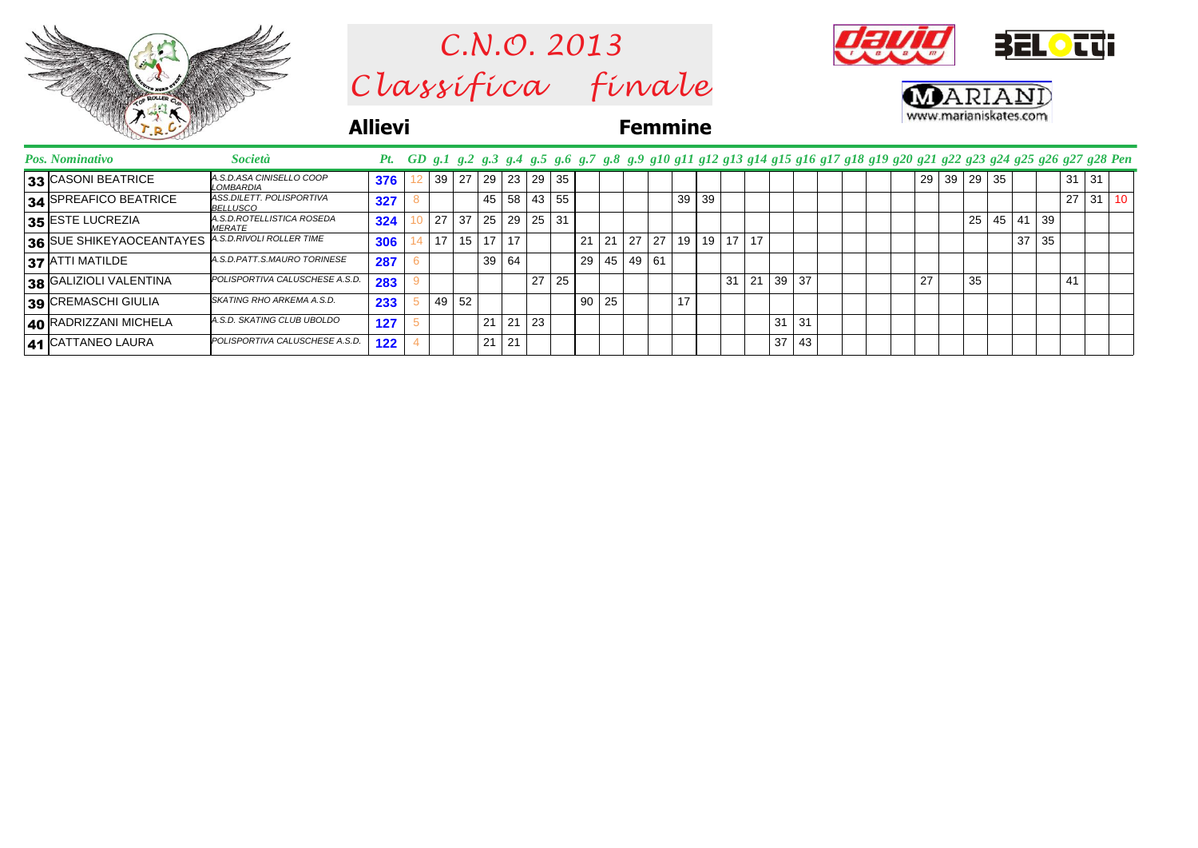# C.N.O. 2013
# Classifica finale

**Allievi** **Femmine**

| Pos. | Nominativo | Società | Pt. | GD | g.1 | g.2 | g.3 | g.4 | g.5 | g.6 | g.7 | g.8 | g.9 | g10 | g11 | g12 | g13 | g14 | g15 | g16 | g17 | g18 | g19 | g20 | g21 | g22 | g23 | g24 | g25 | g26 | g27 | g28 | Pen |
|---|---|---|---|---|---|---|---|---|---|---|---|---|---|---|---|---|---|---|---|---|---|---|---|---|---|---|---|---|---|---|---|---|---|
| 33 | CASONI BEATRICE | A.S.D.ASA CINISELLO COOP LOMBARDIA | 376 | 12 | 39 | 27 | 29 | 23 | 29 | 35 | | | | | | | | | | | | | | | 29 | 39 | 29 | 35 | | | 31 | 31 | |
| 34 | SPREAFICO BEATRICE | ASS.DILETT. POLISPORTIVA BELLUSCO | 327 | 8 | | | 45 | 58 | 43 | 55 | | | | | 39 | 39 | | | | | | | | | | | | | | | 27 | 31 | 10 |
| 35 | ESTE LUCREZIA | A.S.D.ROTELLISTICA ROSEDA MERATE | 324 | 10 | 27 | 37 | 25 | 29 | 25 | 31 | | | | | | | | | | | | | | | | | 25 | 45 | 41 | 39 | | | |
| 36 | SUE SHIKEYAOCEANTAYES | A.S.D.RIVOLI ROLLER TIME | 306 | 14 | 17 | 15 | 17 | 17 | | | 21 | 21 | 27 | 27 | 19 | 19 | 17 | 17 | | | | | | | | | | | 37 | 35 | | | |
| 37 | ATTI MATILDE | A.S.D.PATT.S.MAURO TORINESE | 287 | 6 | | | 39 | 64 | | | 29 | 45 | 49 | 61 | | | | | | | | | | | | | | | | | | | |
| 38 | GALIZIOLI VALENTINA | POLISPORTIVA CALUSCHESE A.S.D. | 283 | 9 | | | | | 27 | 25 | | | | | | | 31 | 21 | 39 | 37 | | | | | 27 | | 35 | | | | 41 | | |
| 39 | CREMASCHI GIULIA | SKATING RHO ARKEMA A.S.D. | 233 | 5 | 49 | 52 | | | | | 90 | 25 | | | 17 | | | | | | | | | | | | | | | | | | |
| 40 | RADRIZZANI MICHELA | A.S.D. SKATING CLUB UBOLDO | 127 | 5 | | | 21 | 21 | 23 | | | | | | | | | | 31 | 31 | | | | | | | | | | | | | |
| 41 | CATTANEO LAURA | POLISPORTIVA CALUSCHESE A.S.D. | 122 | 4 | | | 21 | 21 | | | | | | | | | | | 37 | 43 | | | | | | | | | | | | | |